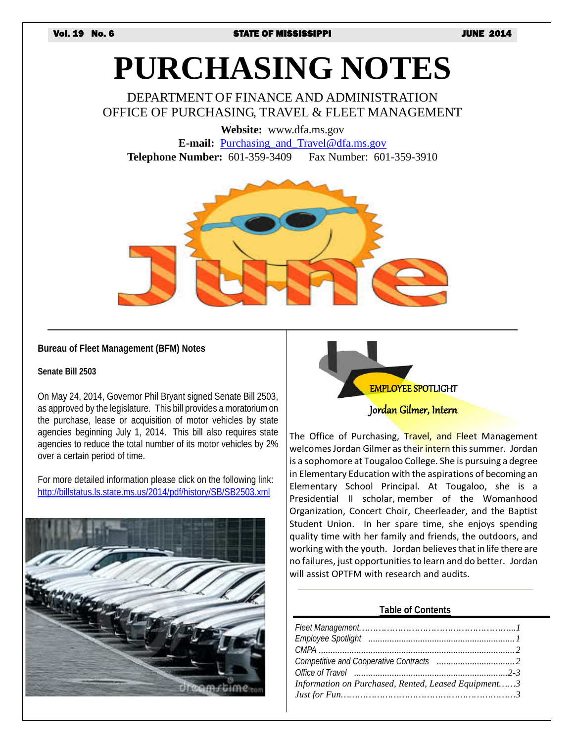Vol. 19 No. 6 STATE OF MISSISSIPPI JUNE 2014

# PURCHASING NOTES

DEPARTMENT OF FINANCE AND ADMINISTRATION
OFFICE OF PURCHASING, TRAVEL & FLEET MANAGEMENT

**Website:** www.dfa.ms.gov
**E-mail:** Purchasing_and_Travel@dfa.ms.gov
**Telephone Number:** 601-359-3409 Fax Number: 601-359-3910

## Bureau of Fleet Management (BFM) Notes

### Senate Bill 2503

On May 24, 2014, Governor Phil Bryant signed Senate Bill 2503, as approved by the legislature. This bill provides a moratorium on the purchase, lease or acquisition of motor vehicles by state agencies beginning July 1, 2014. This bill also requires state agencies to reduce the total number of its motor vehicles by 2% over a certain period of time.

For more detailed information please click on the following link: http://billstatus.ls.state.ms.us/2014/pdf/history/SB/SB2503.xml

## EMPLOYEE SPOTLIGHT

### Jordan Gilmer, Intern

The Office of Purchasing, Travel, and Fleet Management welcomes Jordan Gilmer as their intern this summer. Jordan is a sophomore at Tougaloo College. She is pursuing a degree in Elementary Education with the aspirations of becoming an Elementary School Principal. At Tougaloo, she is a Presidential II scholar, member of the Womanhood Organization, Concert Choir, Cheerleader, and the Baptist Student Union. In her spare time, she enjoys spending quality time with her family and friends, the outdoors, and working with the youth. Jordan believes that in life there are no failures, just opportunities to learn and do better. Jordan will assist OPTFM with research and audits.

## Table of Contents

*Fleet Management……………………………………………....1*
*Employee Spotlight ..............................................................1*
*CMPA ....................................................................................2*
*Competitive and Cooperative Contracts ................................2*
*Office of Travel ................................................................2-3*
*Information on Purchased, Rented, Leased Equipment……3*
*Just for Fun…………………………………………………….3*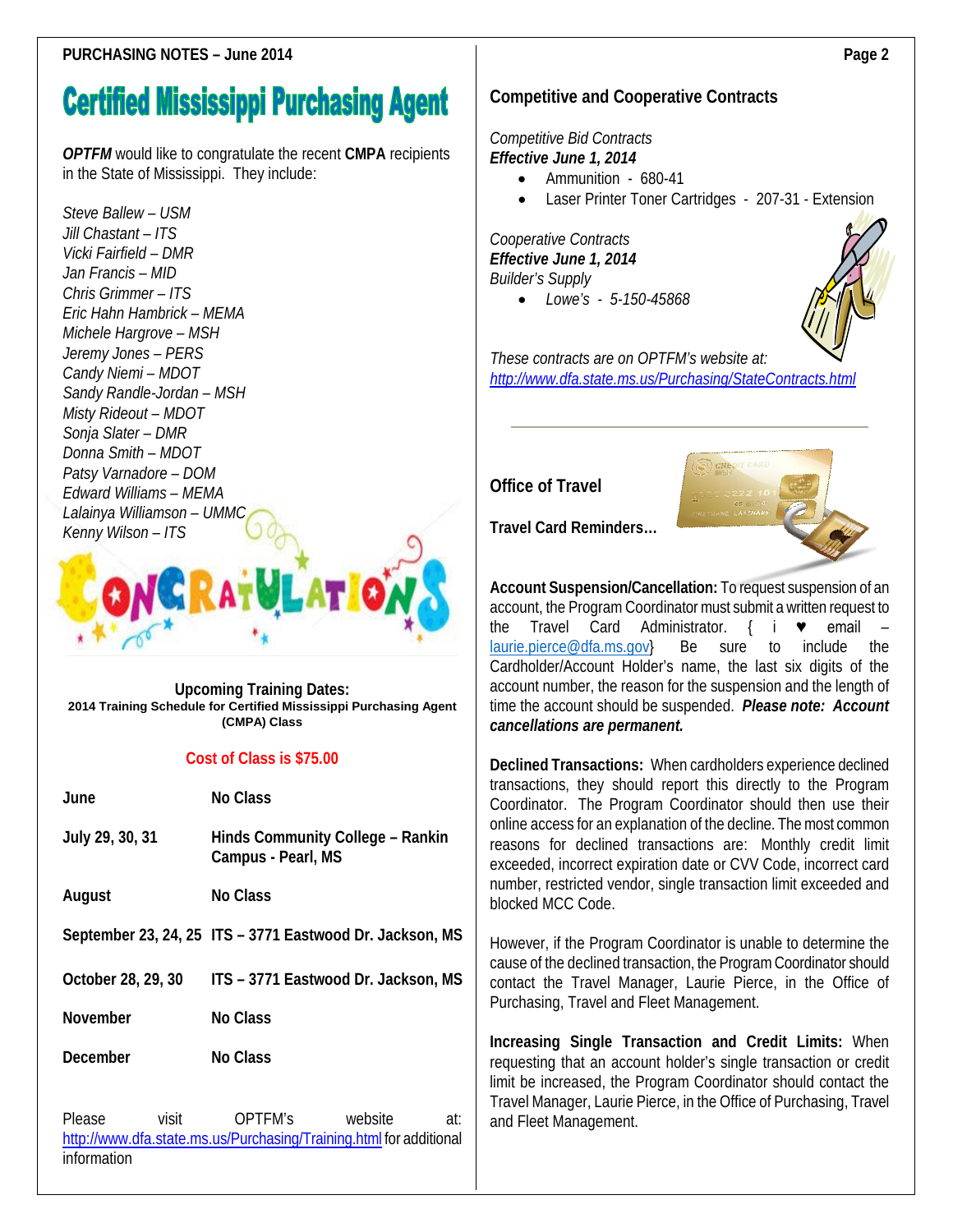# Certified Mississippi Purchasing Agent

***OPTFM*** would like to congratulate the recent **CMPA** recipients in the State of Mississippi. They include:

*Steve Ballew – USM*
*Jill Chastant – ITS*
*Vicki Fairfield – DMR*
*Jan Francis – MID*
*Chris Grimmer – ITS*
*Eric Hahn Hambrick – MEMA*
*Michele Hargrove – MSH*
*Jeremy Jones – PERS*
*Candy Niemi – MDOT*
*Sandy Randle-Jordan – MSH*
*Misty Rideout – MDOT*
*Sonja Slater – DMR*
*Donna Smith – MDOT*
*Patsy Varnadore – DOM*
*Edward Williams – MEMA*
*Lalainya Williamson – UMMC*
*Kenny Wilson – ITS*

CONGRATULATIONS

**Upcoming Training Dates:**
**2014 Training Schedule for Certified Mississippi Purchasing Agent (CMPA) Class**

**Cost of Class is $75.00**

| | |
|---|---|
| **June** | **No Class** |
| **July 29, 30, 31** | **Hinds Community College – Rankin Campus - Pearl, MS** |
| **August** | **No Class** |
| **September 23, 24, 25** | **ITS – 3771 Eastwood Dr. Jackson, MS** |
| **October 28, 29, 30** | **ITS – 3771 Eastwood Dr. Jackson, MS** |
| **November** | **No Class** |
| **December** | **No Class** |

Please visit OPTFM's website at: http://www.dfa.state.ms.us/Purchasing/Training.html for additional information

## Competitive and Cooperative Contracts

*Competitive Bid Contracts*
***Effective June 1, 2014***

- Ammunition - 680-41
- Laser Printer Toner Cartridges - 207-31 - Extension

*Cooperative Contracts*
***Effective June 1, 2014***
*Builder's Supply*

- *Lowe's - 5-150-45868*

*These contracts are on OPTFM's website at:*
*http://www.dfa.state.ms.us/Purchasing/StateContracts.html*

---

## Office of Travel

**Travel Card Reminders…**

**Account Suspension/Cancellation:** To request suspension of an account, the Program Coordinator must submit a written request to the Travel Card Administrator. { i ♥ email – laurie.pierce@dfa.ms.gov} Be sure to include the Cardholder/Account Holder's name, the last six digits of the account number, the reason for the suspension and the length of time the account should be suspended. ***Please note: Account cancellations are permanent.***

**Declined Transactions:** When cardholders experience declined transactions, they should report this directly to the Program Coordinator. The Program Coordinator should then use their online access for an explanation of the decline. The most common reasons for declined transactions are: Monthly credit limit exceeded, incorrect expiration date or CVV Code, incorrect card number, restricted vendor, single transaction limit exceeded and blocked MCC Code.

However, if the Program Coordinator is unable to determine the cause of the declined transaction, the Program Coordinator should contact the Travel Manager, Laurie Pierce, in the Office of Purchasing, Travel and Fleet Management.

**Increasing Single Transaction and Credit Limits:** When requesting that an account holder's single transaction or credit limit be increased, the Program Coordinator should contact the Travel Manager, Laurie Pierce, in the Office of Purchasing, Travel and Fleet Management.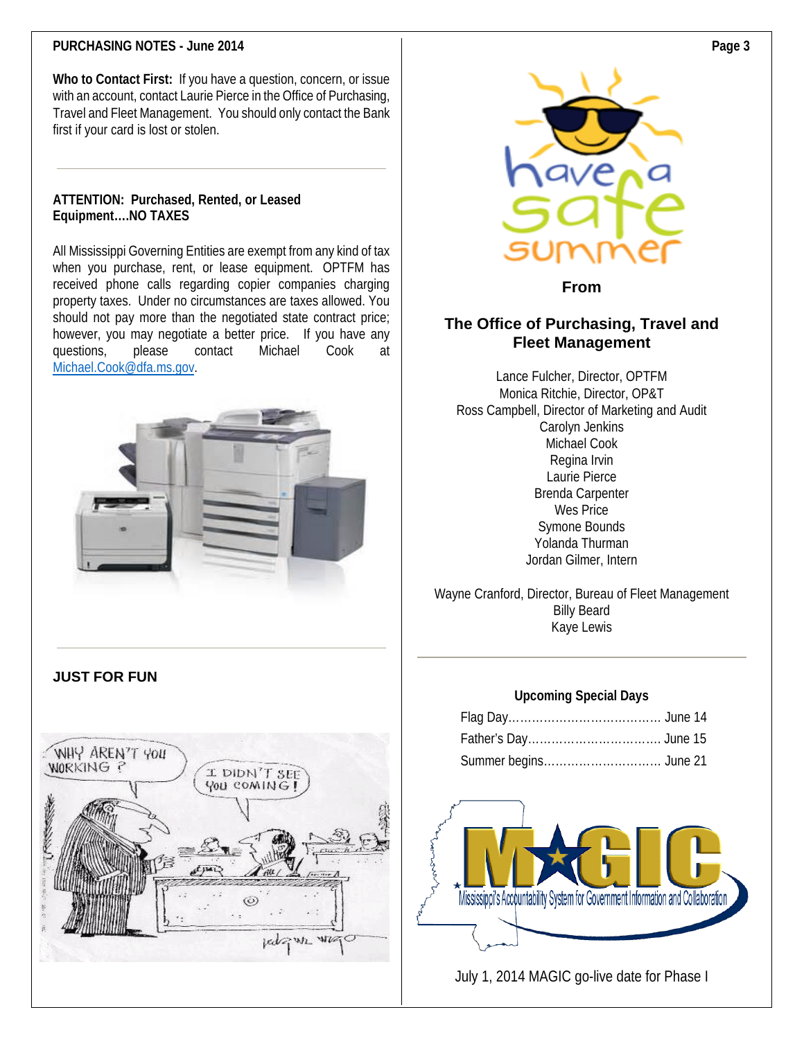**PURCHASING NOTES - June 2014**

**Who to Contact First:** If you have a question, concern, or issue with an account, contact Laurie Pierce in the Office of Purchasing, Travel and Fleet Management. You should only contact the Bank first if your card is lost or stolen.

---

**ATTENTION: Purchased, Rented, or Leased Equipment….NO TAXES**

All Mississippi Governing Entities are exempt from any kind of tax when you purchase, rent, or lease equipment. OPTFM has received phone calls regarding copier companies charging property taxes. Under no circumstances are taxes allowed. You should not pay more than the negotiated state contract price; however, you may negotiate a better price. If you have any questions, please contact Michael Cook at Michael.Cook@dfa.ms.gov.

---

**JUST FOR FUN**

From

**The Office of Purchasing, Travel and Fleet Management**

Lance Fulcher, Director, OPTFM
Monica Ritchie, Director, OP&T
Ross Campbell, Director of Marketing and Audit
Carolyn Jenkins
Michael Cook
Regina Irvin
Laurie Pierce
Brenda Carpenter
Wes Price
Symone Bounds
Yolanda Thurman
Jordan Gilmer, Intern

Wayne Cranford, Director, Bureau of Fleet Management
Billy Beard
Kaye Lewis

---

**Upcoming Special Days**

Flag Day…………………………………. June 14
Father's Day……………………………. June 15
Summer begins………………………… June 21

July 1, 2014 MAGIC go-live date for Phase I